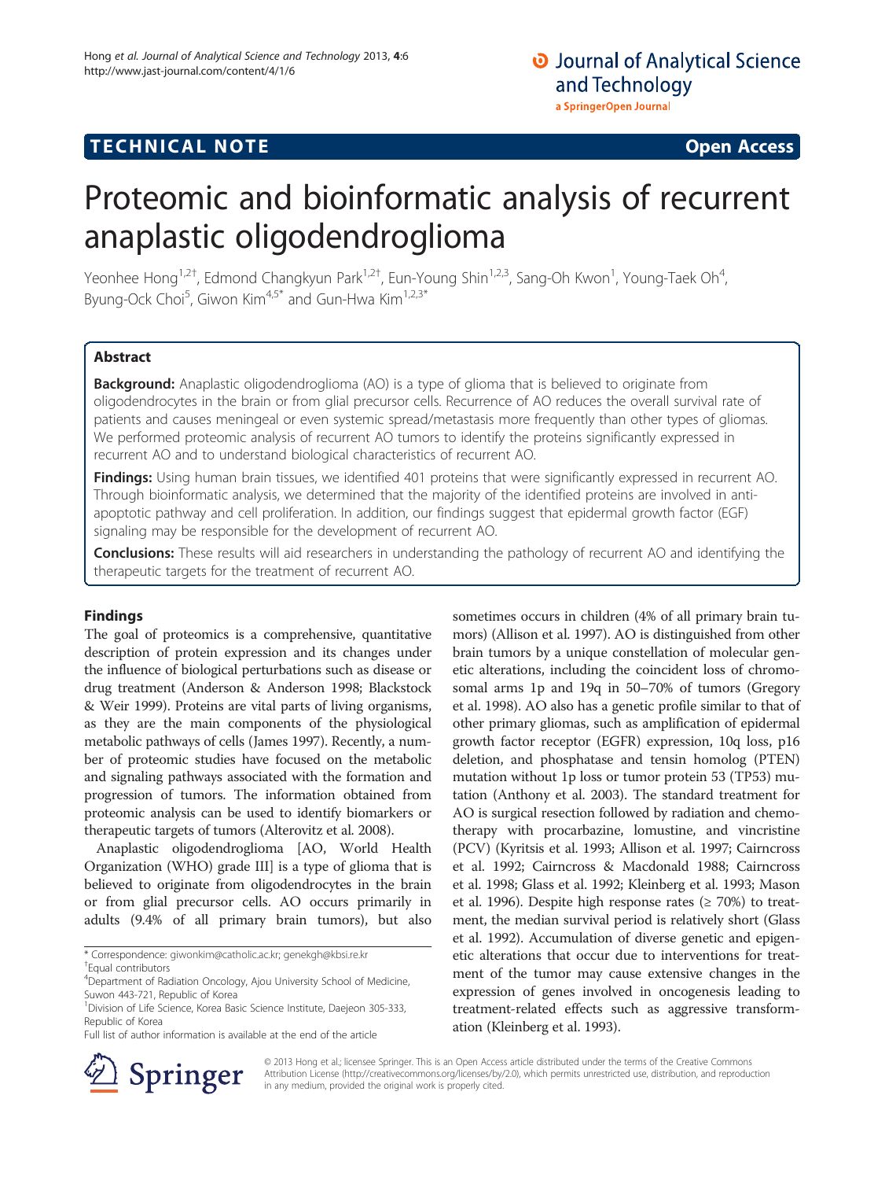TECHNICAL NOTE

Open Access

# Proteomic and bioinformatic analysis of recurrent anaplastic oligodendroglioma

Yeonhee Hong[1,2†], Edmond Changkyun Park[1,2†], Eun-Young Shin[1,2,3], Sang-Oh Kwon[1], Young-Taek Oh[4], Byung-Ock Choi[5], Giwon Kim[4,5*] and Gun-Hwa Kim[1,2,3*]

## Abstract

**Background:** Anaplastic oligodendroglioma (AO) is a type of glioma that is believed to originate from oligodendrocytes in the brain or from glial precursor cells. Recurrence of AO reduces the overall survival rate of patients and causes meningeal or even systemic spread/metastasis more frequently than other types of gliomas. We performed proteomic analysis of recurrent AO tumors to identify the proteins significantly expressed in recurrent AO and to understand biological characteristics of recurrent AO.

**Findings:** Using human brain tissues, we identified 401 proteins that were significantly expressed in recurrent AO. Through bioinformatic analysis, we determined that the majority of the identified proteins are involved in anti-apoptotic pathway and cell proliferation. In addition, our findings suggest that epidermal growth factor (EGF) signaling may be responsible for the development of recurrent AO.

**Conclusions:** These results will aid researchers in understanding the pathology of recurrent AO and identifying the therapeutic targets for the treatment of recurrent AO.

## Findings

The goal of proteomics is a comprehensive, quantitative description of protein expression and its changes under the influence of biological perturbations such as disease or drug treatment (Anderson & Anderson 1998; Blackstock & Weir 1999). Proteins are vital parts of living organisms, as they are the main components of the physiological metabolic pathways of cells (James 1997). Recently, a number of proteomic studies have focused on the metabolic and signaling pathways associated with the formation and progression of tumors. The information obtained from proteomic analysis can be used to identify biomarkers or therapeutic targets of tumors (Alterovitz et al. 2008).

Anaplastic oligodendroglioma [AO, World Health Organization (WHO) grade III] is a type of glioma that is believed to originate from oligodendrocytes in the brain or from glial precursor cells. AO occurs primarily in adults (9.4% of all primary brain tumors), but also sometimes occurs in children (4% of all primary brain tumors) (Allison et al. 1997). AO is distinguished from other brain tumors by a unique constellation of molecular genetic alterations, including the coincident loss of chromosomal arms 1p and 19q in 50–70% of tumors (Gregory et al. 1998). AO also has a genetic profile similar to that of other primary gliomas, such as amplification of epidermal growth factor receptor (EGFR) expression, 10q loss, p16 deletion, and phosphatase and tensin homolog (PTEN) mutation without 1p loss or tumor protein 53 (TP53) mutation (Anthony et al. 2003). The standard treatment for AO is surgical resection followed by radiation and chemotherapy with procarbazine, lomustine, and vincristine (PCV) (Kyritsis et al. 1993; Allison et al. 1997; Cairncross et al. 1992; Cairncross & Macdonald 1988; Cairncross et al. 1998; Glass et al. 1992; Kleinberg et al. 1993; Mason et al. 1996). Despite high response rates (≥ 70%) to treatment, the median survival period is relatively short (Glass et al. 1992). Accumulation of diverse genetic and epigenetic alterations that occur due to interventions for treatment of the tumor may cause extensive changes in the expression of genes involved in oncogenesis leading to treatment-related effects such as aggressive transformation (Kleinberg et al. 1993).

* Correspondence: giwonkim@catholic.ac.kr; genekgh@kbsi.re.kr
†Equal contributors
[4]Department of Radiation Oncology, Ajou University School of Medicine, Suwon 443-721, Republic of Korea
[1]Division of Life Science, Korea Basic Science Institute, Daejeon 305-333, Republic of Korea
Full list of author information is available at the end of the article

© 2013 Hong et al.; licensee Springer. This is an Open Access article distributed under the terms of the Creative Commons Attribution License (http://creativecommons.org/licenses/by/2.0), which permits unrestricted use, distribution, and reproduction in any medium, provided the original work is properly cited.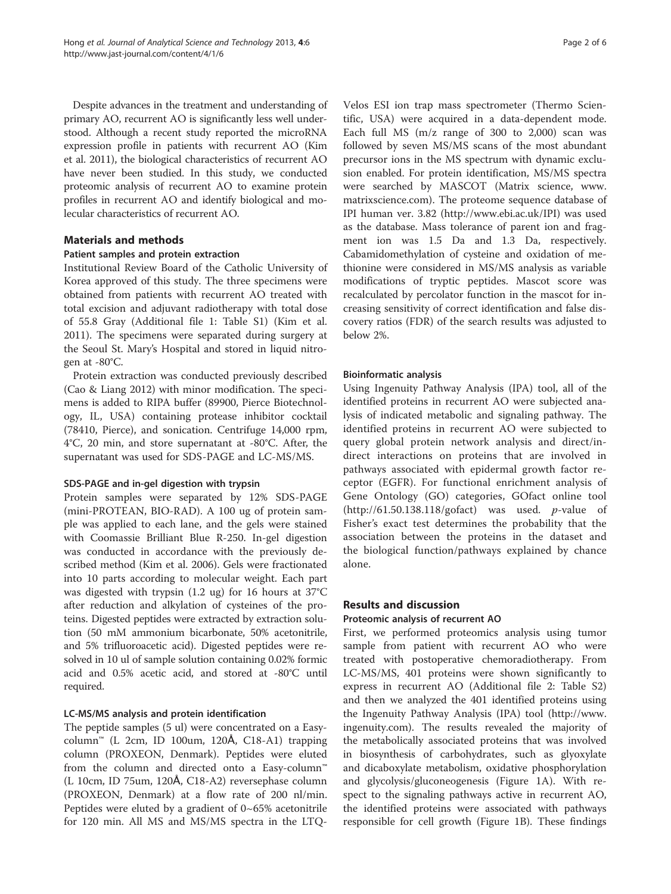Despite advances in the treatment and understanding of primary AO, recurrent AO is significantly less well understood. Although a recent study reported the microRNA expression profile in patients with recurrent AO (Kim et al. 2011), the biological characteristics of recurrent AO have never been studied. In this study, we conducted proteomic analysis of recurrent AO to examine protein profiles in recurrent AO and identify biological and molecular characteristics of recurrent AO.

## Materials and methods

### Patient samples and protein extraction

Institutional Review Board of the Catholic University of Korea approved of this study. The three specimens were obtained from patients with recurrent AO treated with total excision and adjuvant radiotherapy with total dose of 55.8 Gray (Additional file 1: Table S1) (Kim et al. 2011). The specimens were separated during surgery at the Seoul St. Mary's Hospital and stored in liquid nitrogen at -80°C.

Protein extraction was conducted previously described (Cao & Liang 2012) with minor modification. The specimens is added to RIPA buffer (89900, Pierce Biotechnology, IL, USA) containing protease inhibitor cocktail (78410, Pierce), and sonication. Centrifuge 14,000 rpm, 4°C, 20 min, and store supernatant at -80°C. After, the supernatant was used for SDS-PAGE and LC-MS/MS.

### SDS-PAGE and in-gel digestion with trypsin

Protein samples were separated by 12% SDS-PAGE (mini-PROTEAN, BIO-RAD). A 100 ug of protein sample was applied to each lane, and the gels were stained with Coomassie Brilliant Blue R-250. In-gel digestion was conducted in accordance with the previously described method (Kim et al. 2006). Gels were fractionated into 10 parts according to molecular weight. Each part was digested with trypsin (1.2 ug) for 16 hours at 37°C after reduction and alkylation of cysteines of the proteins. Digested peptides were extracted by extraction solution (50 mM ammonium bicarbonate, 50% acetonitrile, and 5% trifluoroacetic acid). Digested peptides were resolved in 10 ul of sample solution containing 0.02% formic acid and 0.5% acetic acid, and stored at -80°C until required.

### LC-MS/MS analysis and protein identification

The peptide samples (5 ul) were concentrated on a Easy-column™ (L 2cm, ID 100um, 120Å, C18-A1) trapping column (PROXEON, Denmark). Peptides were eluted from the column and directed onto a Easy-column™ (L 10cm, ID 75um, 120Å, C18-A2) reversephase column (PROXEON, Denmark) at a flow rate of 200 nl/min. Peptides were eluted by a gradient of 0~65% acetonitrile for 120 min. All MS and MS/MS spectra in the LTQ-Velos ESI ion trap mass spectrometer (Thermo Scientific, USA) were acquired in a data-dependent mode. Each full MS (m/z range of 300 to 2,000) scan was followed by seven MS/MS scans of the most abundant precursor ions in the MS spectrum with dynamic exclusion enabled. For protein identification, MS/MS spectra were searched by MASCOT (Matrix science, www.matrixscience.com). The proteome sequence database of IPI human ver. 3.82 (http://www.ebi.ac.uk/IPI) was used as the database. Mass tolerance of parent ion and fragment ion was 1.5 Da and 1.3 Da, respectively. Cabamidomethylation of cysteine and oxidation of methionine were considered in MS/MS analysis as variable modifications of tryptic peptides. Mascot score was recalculated by percolator function in the mascot for increasing sensitivity of correct identification and false discovery ratios (FDR) of the search results was adjusted to below 2%.

### Bioinformatic analysis

Using Ingenuity Pathway Analysis (IPA) tool, all of the identified proteins in recurrent AO were subjected analysis of indicated metabolic and signaling pathway. The identified proteins in recurrent AO were subjected to query global protein network analysis and direct/indirect interactions on proteins that are involved in pathways associated with epidermal growth factor receptor (EGFR). For functional enrichment analysis of Gene Ontology (GO) categories, GOfact online tool (http://61.50.138.118/gofact) was used. *p*-value of Fisher's exact test determines the probability that the association between the proteins in the dataset and the biological function/pathways explained by chance alone.

## Results and discussion

### Proteomic analysis of recurrent AO

First, we performed proteomics analysis using tumor sample from patient with recurrent AO who were treated with postoperative chemoradiotherapy. From LC-MS/MS, 401 proteins were shown significantly to express in recurrent AO (Additional file 2: Table S2) and then we analyzed the 401 identified proteins using the Ingenuity Pathway Analysis (IPA) tool (http://www.ingenuity.com). The results revealed the majority of the metabolically associated proteins that was involved in biosynthesis of carbohydrates, such as glyoxylate and dicaboxylate metabolism, oxidative phosphorylation and glycolysis/gluconeogenesis (Figure 1A). With respect to the signaling pathways active in recurrent AO, the identified proteins were associated with pathways responsible for cell growth (Figure 1B). These findings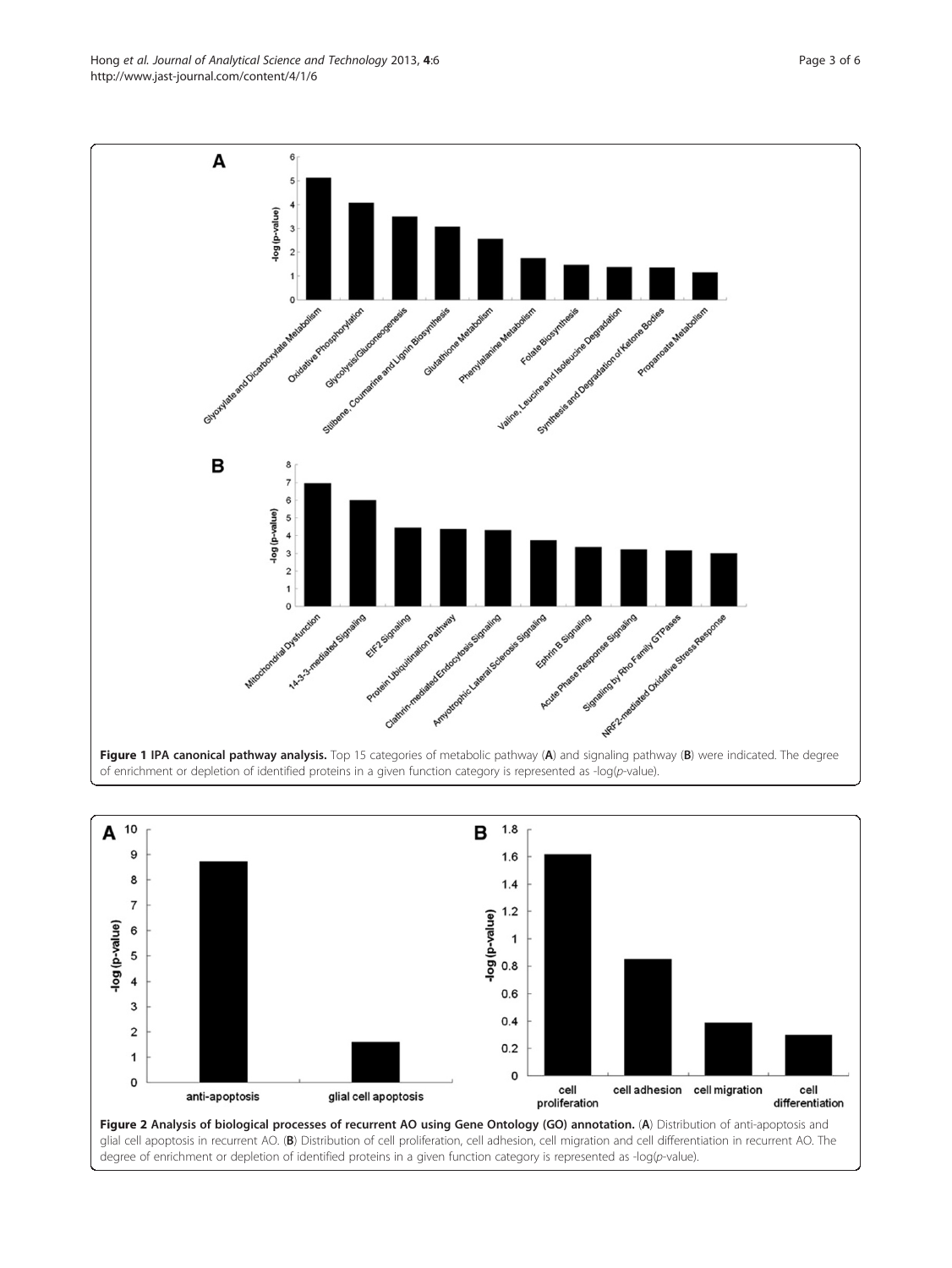**Figure 1 IPA canonical pathway analysis.** Top 15 categories of metabolic pathway (**A**) and signaling pathway (**B**) were indicated. The degree of enrichment or depletion of identified proteins in a given function category is represented as -log(*p*-value).

**Figure 2 Analysis of biological processes of recurrent AO using Gene Ontology (GO) annotation.** (**A**) Distribution of anti-apoptosis and glial cell apoptosis in recurrent AO. (**B**) Distribution of cell proliferation, cell adhesion, cell migration and cell differentiation in recurrent AO. The degree of enrichment or depletion of identified proteins in a given function category is represented as -log(*p*-value).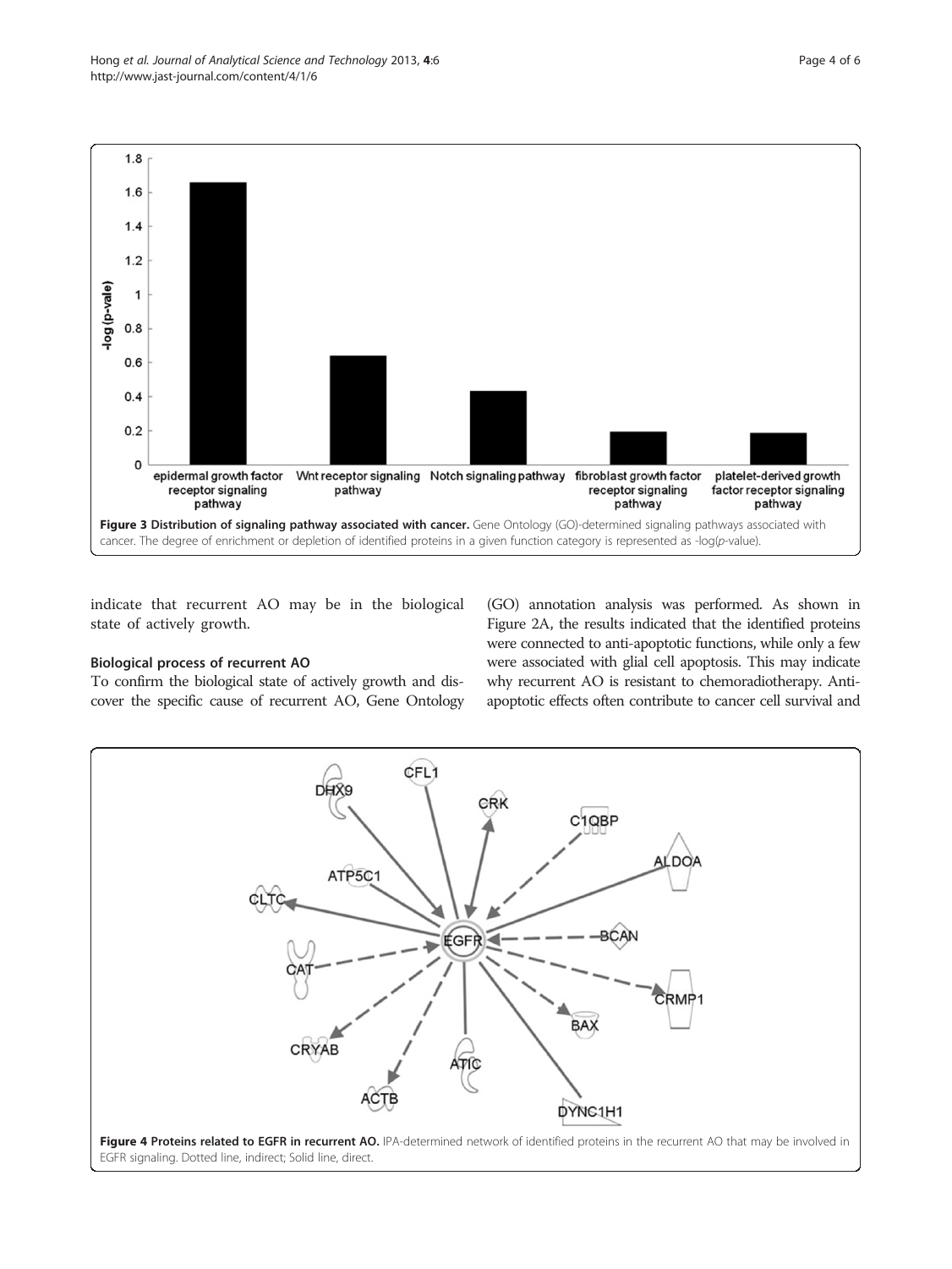Figure 3 Distribution of signaling pathway associated with cancer. Gene Ontology (GO)-determined signaling pathways associated with cancer. The degree of enrichment or depletion of identified proteins in a given function category is represented as -log(*p*-value).

indicate that recurrent AO may be in the biological state of actively growth.

### Biological process of recurrent AO

To confirm the biological state of actively growth and discover the specific cause of recurrent AO, Gene Ontology (GO) annotation analysis was performed. As shown in Figure 2A, the results indicated that the identified proteins were connected to anti-apoptotic functions, while only a few were associated with glial cell apoptosis. This may indicate why recurrent AO is resistant to chemoradiotherapy. Anti-apoptotic effects often contribute to cancer cell survival and

Figure 4 Proteins related to EGFR in recurrent AO. IPA-determined network of identified proteins in the recurrent AO that may be involved in EGFR signaling. Dotted line, indirect; Solid line, direct.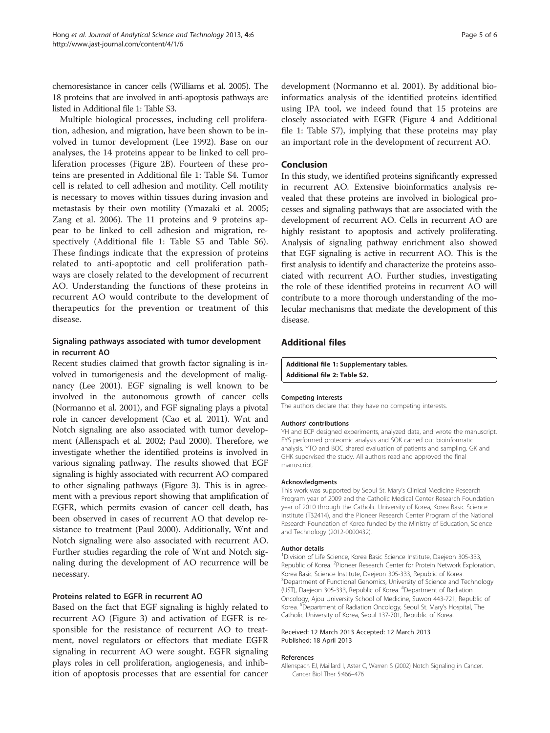chemoresistance in cancer cells (Williams et al. 2005). The 18 proteins that are involved in anti-apoptosis pathways are listed in Additional file 1: Table S3.

Multiple biological processes, including cell proliferation, adhesion, and migration, have been shown to be involved in tumor development (Lee 1992). Base on our analyses, the 14 proteins appear to be linked to cell proliferation processes (Figure 2B). Fourteen of these proteins are presented in Additional file 1: Table S4. Tumor cell is related to cell adhesion and motility. Cell motility is necessary to moves within tissues during invasion and metastasis by their own motility (Ymazaki et al. 2005; Zang et al. 2006). The 11 proteins and 9 proteins appear to be linked to cell adhesion and migration, respectively (Additional file 1: Table S5 and Table S6). These findings indicate that the expression of proteins related to anti-apoptotic and cell proliferation pathways are closely related to the development of recurrent AO. Understanding the functions of these proteins in recurrent AO would contribute to the development of therapeutics for the prevention or treatment of this disease.

### Signaling pathways associated with tumor development in recurrent AO

Recent studies claimed that growth factor signaling is involved in tumorigenesis and the development of malignancy (Lee 2001). EGF signaling is well known to be involved in the autonomous growth of cancer cells (Normanno et al. 2001), and FGF signaling plays a pivotal role in cancer development (Cao et al. 2011). Wnt and Notch signaling are also associated with tumor development (Allenspach et al. 2002; Paul 2000). Therefore, we investigate whether the identified proteins is involved in various signaling pathway. The results showed that EGF signaling is highly associated with recurrent AO compared to other signaling pathways (Figure 3). This is in agreement with a previous report showing that amplification of EGFR, which permits evasion of cancer cell death, has been observed in cases of recurrent AO that develop resistance to treatment (Paul 2000). Additionally, Wnt and Notch signaling were also associated with recurrent AO. Further studies regarding the role of Wnt and Notch signaling during the development of AO recurrence will be necessary.

### Proteins related to EGFR in recurrent AO

Based on the fact that EGF signaling is highly related to recurrent AO (Figure 3) and activation of EGFR is responsible for the resistance of recurrent AO to treatment, novel regulators or effectors that mediate EGFR signaling in recurrent AO were sought. EGFR signaling plays roles in cell proliferation, angiogenesis, and inhibition of apoptosis processes that are essential for cancer development (Normanno et al. 2001). By additional bioinformatics analysis of the identified proteins identified using IPA tool, we indeed found that 15 proteins are closely associated with EGFR (Figure 4 and Additional file 1: Table S7), implying that these proteins may play an important role in the development of recurrent AO.

## Conclusion

In this study, we identified proteins significantly expressed in recurrent AO. Extensive bioinformatics analysis revealed that these proteins are involved in biological processes and signaling pathways that are associated with the development of recurrent AO. Cells in recurrent AO are highly resistant to apoptosis and actively proliferating. Analysis of signaling pathway enrichment also showed that EGF signaling is active in recurrent AO. This is the first analysis to identify and characterize the proteins associated with recurrent AO. Further studies, investigating the role of these identified proteins in recurrent AO will contribute to a more thorough understanding of the molecular mechanisms that mediate the development of this disease.

## Additional files

**Additional file 1:** Supplementary tables.
**Additional file 2:** Table S2.

#### Competing interests

The authors declare that they have no competing interests.

#### Authors' contributions

YH and ECP designed experiments, analyzed data, and wrote the manuscript. EYS performed proteomic analysis and SOK carried out bioinformatic analysis. YTO and BOC shared evaluation of patients and sampling. GK and GHK supervised the study. All authors read and approved the final manuscript.

#### Acknowledgments

This work was supported by Seoul St. Mary's Clinical Medicine Research Program year of 2009 and the Catholic Medical Center Research Foundation year of 2010 through the Catholic University of Korea, Korea Basic Science Institute (T32414), and the Pioneer Research Center Program of the National Research Foundation of Korea funded by the Ministry of Education, Science and Technology (2012-0000432).

#### Author details

[1]Division of Life Science, Korea Basic Science Institute, Daejeon 305-333, Republic of Korea. [2]Pioneer Research Center for Protein Network Exploration, Korea Basic Science Institute, Daejeon 305-333, Republic of Korea. [3]Department of Functional Genomics, University of Science and Technology (UST), Daejeon 305-333, Republic of Korea. [4]Department of Radiation Oncology, Ajou University School of Medicine, Suwon 443-721, Republic of Korea. [5]Department of Radiation Oncology, Seoul St. Mary's Hospital, The Catholic University of Korea, Seoul 137-701, Republic of Korea.

Received: 12 March 2013 Accepted: 12 March 2013
Published: 18 April 2013

#### References

Allenspach EJ, Maillard I, Aster C, Warren S (2002) Notch Signaling in Cancer. Cancer Biol Ther 5:466–476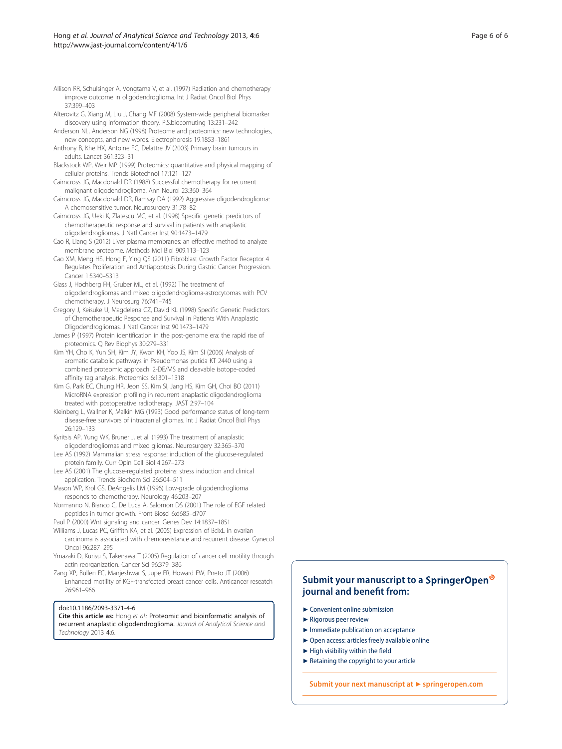Allison RR, Schulsinger A, Vongtama V, et al. (1997) Radiation and chemotherapy improve outcome in oligodendroglioma. Int J Radiat Oncol Biol Phys 37:399–403

Alterovitz G, Xiang M, Liu J, Chang MF (2008) System-wide peripheral biomarker discovery using information theory. P.S.biocomuting 13:231–242

Anderson NL, Anderson NG (1998) Proteome and proteomics: new technologies, new concepts, and new words. Electrophoresis 19:1853–1861

Anthony B, Khe HX, Antoine FC, Delattre JV (2003) Primary brain tumours in adults. Lancet 361:323–31

Blackstock WP, Weir MP (1999) Proteomics: quantitative and physical mapping of cellular proteins. Trends Biotechnol 17:121–127

Cairncross JG, Macdonald DR (1988) Successful chemotherapy for recurrent malignant oligodendroglioma. Ann Neurol 23:360–364

Cairncross JG, Macdonald DR, Ramsay DA (1992) Aggressive oligodendroglioma: A chemosensitive tumor. Neurosurgery 31:78–82

Cairncross JG, Ueki K, Zlatescu MC, et al. (1998) Specific genetic predictors of chemotherapeutic response and survival in patients with anaplastic oligodendrogliomas. J Natl Cancer Inst 90:1473–1479

Cao R, Liang S (2012) Liver plasma membranes: an effective method to analyze membrane proteome. Methods Mol Biol 909:113–123

Cao XM, Meng HS, Hong F, Ying QS (2011) Fibroblast Growth Factor Receptor 4 Regulates Proliferation and Antiapoptosis During Gastric Cancer Progression. Cancer 1:5340–5313

Glass J, Hochberg FH, Gruber ML, et al. (1992) The treatment of oligodendrogliomas and mixed oligodendroglioma-astrocytomas with PCV chemotherapy. J Neurosurg 76:741–745

Gregory J, Keisuke U, Magdelena CZ, David KL (1998) Specific Genetic Predictors of Chemotherapeutic Response and Survival in Patients With Anaplastic Oligodendrogliomas. J Natl Cancer Inst 90:1473–1479

James P (1997) Protein identification in the post-genome era: the rapid rise of proteomics. Q Rev Biophys 30:279–331

Kim YH, Cho K, Yun SH, Kim JY, Kwon KH, Yoo JS, Kim SI (2006) Analysis of aromatic catabolic pathways in Pseudomonas putida KT 2440 using a combined proteomic approach: 2-DE/MS and cleavable isotope-coded affinity tag analysis. Proteomics 6:1301–1318

Kim G, Park EC, Chung HR, Jeon SS, Kim SI, Jang HS, Kim GH, Choi BO (2011) MicroRNA expression profiling in recurrent anaplastic oligodendroglioma treated with postoperative radiotherapy. JAST 2:97–104

Kleinberg L, Wallner K, Malkin MG (1993) Good performance status of long-term disease-free survivors of intracranial gliomas. Int J Radiat Oncol Biol Phys 26:129–133

Kyritsis AP, Yung WK, Bruner J, et al. (1993) The treatment of anaplastic oligodendrogliomas and mixed gliomas. Neurosurgery 32:365–370

Lee AS (1992) Mammalian stress response: induction of the glucose-regulated protein family. Curr Opin Cell Biol 4:267–273

Lee AS (2001) The glucose-regulated proteins: stress induction and clinical application. Trends Biochem Sci 26:504–511

Mason WP, Krol GS, DeAngelis LM (1996) Low-grade oligodendroglioma responds to chemotherapy. Neurology 46:203–207

Normanno N, Bianco C, De Luca A, Salomon DS (2001) The role of EGF related peptides in tumor growth. Front Biosci 6:d685–d707

Paul P (2000) Wnt signaling and cancer. Genes Dev 14:1837–1851

Williams J, Lucas PC, Griffith KA, et al. (2005) Expression of BclxL in ovarian carcinoma is associated with chemoresistance and recurrent disease. Gynecol Oncol 96:287–295

Ymazaki D, Kurisu S, Takenawa T (2005) Regulation of cancer cell motility through actin reorganization. Cancer Sci 96:379–386

Zang XP, Bullen EC, Manjeshwar S, Jupe ER, Howard EW, Pneto JT (2006) Enhanced motility of KGF-transfected breast cancer cells. Anticancer reseatch 26:961–966

doi:10.1186/2093-3371-4-6

**Cite this article as:** Hong *et al.*: Proteomic and bioinformatic analysis of recurrent anaplastic oligodendroglioma. *Journal of Analytical Science and Technology* 2013 **4**:6.

**Submit your manuscript to a SpringerOpen journal and benefit from:**

- ► Convenient online submission
- ► Rigorous peer review
- ► Immediate publication on acceptance
- ► Open access: articles freely available online
- ► High visibility within the field
- ► Retaining the copyright to your article

**Submit your next manuscript at ► springeropen.com**